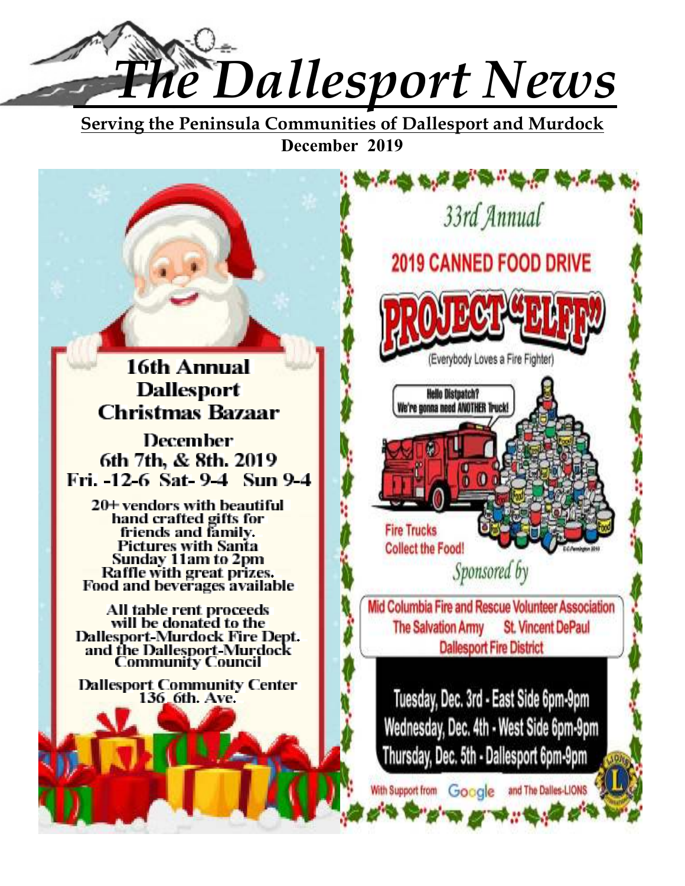# The Dallesport News

**Serving the Peninsula Communities of Dallesport and Murdock**

**December 2019**

## 16th Annual Dallesport Christmas Bazaar

**December 6th 7th, & 8th. 2019**

**Fri. -12-6 Sat- 9-4 Sun 9-4**

20+ vendors with beautiful hand crafted gifts for friends and family.
Pictures with Santa Sunday 11am to 2pm
Raffle with great prizes.
Food and beverages available

All table rent proceeds will be donated to the Dallesport-Murdock Fire Dept. and the Dallesport-Murdock Community Council

Dallesport Community Center
136 6th. Ave.

## 33rd Annual

## 2019 CANNED FOOD DRIVE

## PROJECT "ELFF"

(Everybody Loves a Fire Fighter)

Hello Distpatch? We're gonna need ANOTHER Truck!

Fire Trucks Collect the Food!

*Sponsored by*

Mid Columbia Fire and Rescue Volunteer Association
The Salvation Army St. Vincent DePaul
Dallesport Fire District

Tuesday, Dec. 3rd - East Side 6pm-9pm
Wednesday, Dec. 4th - West Side 6pm-9pm
Thursday, Dec. 5th - Dallesport 6pm-9pm

With Support from Google and The Dalles-LIONS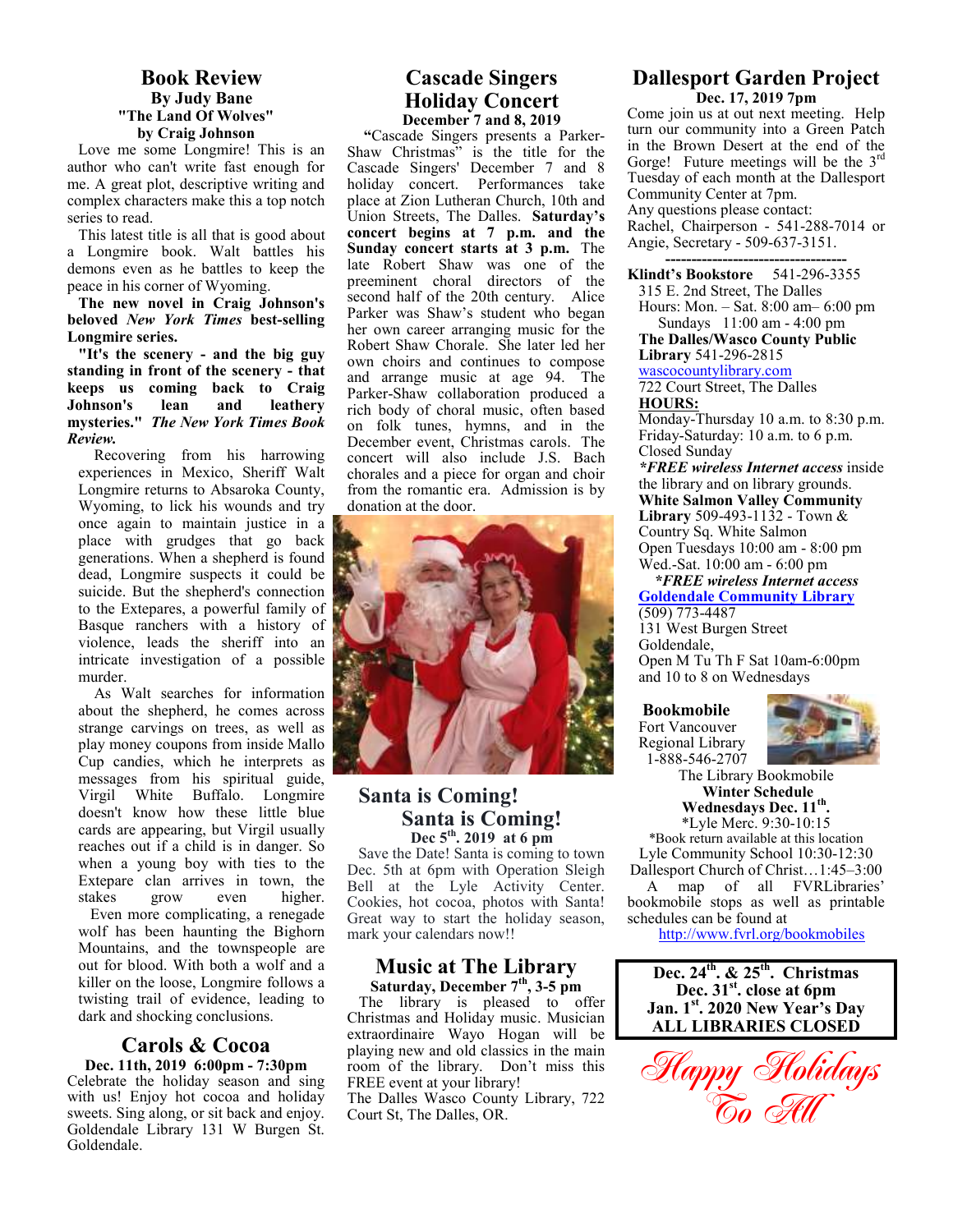## Book Review

**By Judy Bane**

**"The Land Of Wolves"**

**by Craig Johnson**

Love me some Longmire! This is an author who can't write fast enough for me. A great plot, descriptive writing and complex characters make this a top notch series to read.

This latest title is all that is good about a Longmire book. Walt battles his demons even as he battles to keep the peace in his corner of Wyoming.

**The new novel in Craig Johnson's beloved *New York Times* best-selling Longmire series.**

**"It's the scenery - and the big guy standing in front of the scenery - that keeps us coming back to Craig Johnson's lean and leathery mysteries." *The New York Times Book Review.***

Recovering from his harrowing experiences in Mexico, Sheriff Walt Longmire returns to Absaroka County, Wyoming, to lick his wounds and try once again to maintain justice in a place with grudges that go back generations. When a shepherd is found dead, Longmire suspects it could be suicide. But the shepherd's connection to the Extepares, a powerful family of Basque ranchers with a history of violence, leads the sheriff into an intricate investigation of a possible murder.

As Walt searches for information about the shepherd, he comes across strange carvings on trees, as well as play money coupons from inside Mallo Cup candies, which he interprets as messages from his spiritual guide, Virgil White Buffalo. Longmire doesn't know how these little blue cards are appearing, but Virgil usually reaches out if a child is in danger. So when a young boy with ties to the Extepare clan arrives in town, the stakes grow even higher.

Even more complicating, a renegade wolf has been haunting the Bighorn Mountains, and the townspeople are out for blood. With both a wolf and a killer on the loose, Longmire follows a twisting trail of evidence, leading to dark and shocking conclusions.

## Carols & Cocoa

**Dec. 11th, 2019 6:00pm - 7:30pm**

Celebrate the holiday season and sing with us! Enjoy hot cocoa and holiday sweets. Sing along, or sit back and enjoy. Goldendale Library 131 W Burgen St. Goldendale.

## Cascade Singers Holiday Concert

**December 7 and 8, 2019**

**"**Cascade Singers presents a Parker-Shaw Christmas" is the title for the Cascade Singers' December 7 and 8 holiday concert. Performances take place at Zion Lutheran Church, 10th and Union Streets, The Dalles. **Saturday's concert begins at 7 p.m. and the Sunday concert starts at 3 p.m.** The late Robert Shaw was one of the preeminent choral directors of the second half of the 20th century. Alice Parker was Shaw's student who began her own career arranging music for the Robert Shaw Chorale. She later led her own choirs and continues to compose and arrange music at age 94. The Parker-Shaw collaboration produced a rich body of choral music, often based on folk tunes, hymns, and in the December event, Christmas carols. The concert will also include J.S. Bach chorales and a piece for organ and choir from the romantic era. Admission is by donation at the door.

## Santa is Coming! Santa is Coming!

**Dec 5th. 2019 at 6 pm**

Save the Date! Santa is coming to town Dec. 5th at 6pm with Operation Sleigh Bell at the Lyle Activity Center. Cookies, hot cocoa, photos with Santa! Great way to start the holiday season, mark your calendars now!!

## Music at The Library

**Saturday, December 7th, 3-5 pm**

The library is pleased to offer Christmas and Holiday music. Musician extraordinaire Wayo Hogan will be playing new and old classics in the main room of the library. Don't miss this FREE event at your library!

The Dalles Wasco County Library, 722 Court St, The Dalles, OR.

## Dallesport Garden Project

**Dec. 17, 2019 7pm**

Come join us at out next meeting. Help turn our community into a Green Patch in the Brown Desert at the end of the Gorge! Future meetings will be the 3rd Tuesday of each month at the Dallesport Community Center at 7pm.

Any questions please contact:

Rachel, Chairperson - 541-288-7014 or Angie, Secretary - 509-637-3151.

---

**Klindt's Bookstore** 541-296-3355
315 E. 2nd Street, The Dalles
Hours: Mon. – Sat. 8:00 am– 6:00 pm
Sundays 11:00 am - 4:00 pm

**The Dalles/Wasco County Public Library** 541-296-2815
wascocountylibrary.com
722 Court Street, The Dalles
**HOURS:**
Monday-Thursday 10 a.m. to 8:30 p.m.
Friday-Saturday: 10 a.m. to 6 p.m.
Closed Sunday
***FREE wireless Internet access** inside the library and on library grounds.

**White Salmon Valley Community Library** 509-493-1132 - Town & Country Sq. White Salmon
Open Tuesdays 10:00 am - 8:00 pm
Wed.-Sat. 10:00 am - 6:00 pm
***FREE wireless Internet access***

**Goldendale Community Library**
(509) 773-4487
131 West Burgen Street
Goldendale,
Open M Tu Th F Sat 10am-6:00pm and 10 to 8 on Wednesdays

**Bookmobile**
Fort Vancouver Regional Library
1-888-546-2707

The Library Bookmobile
**Winter Schedule**
**Wednesdays Dec. 11th.**
*Lyle Merc. 9:30-10:15
*Book return available at this location
Lyle Community School 10:30-12:30
Dallesport Church of Christ…1:45–3:00

A map of all FVRLibraries' bookmobile stops as well as printable schedules can be found at
http://www.fvrl.org/bookmobiles

**Dec. 24th. & 25th. Christmas**
**Dec. 31st. close at 6pm**
**Jan. 1st. 2020 New Year's Day**
**ALL LIBRARIES CLOSED**

*Happy Holidays To All*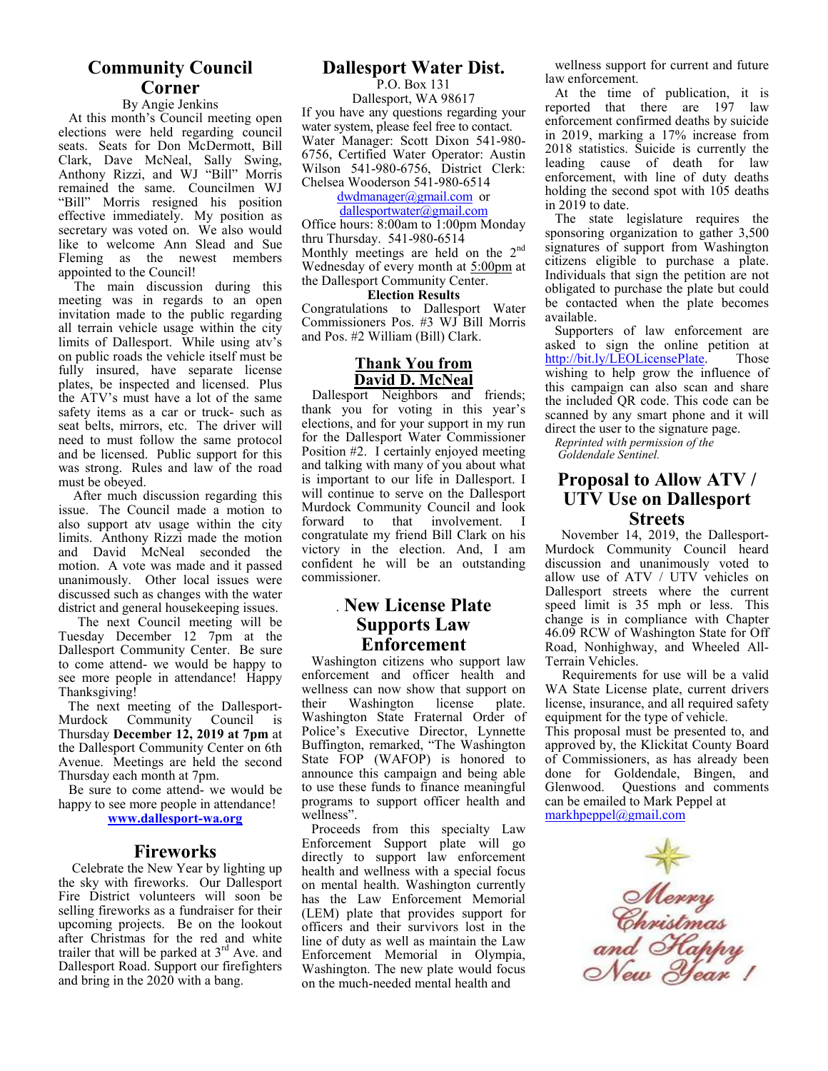## Community Council Corner

By Angie Jenkins

At this month's Council meeting open elections were held regarding council seats. Seats for Don McDermott, Bill Clark, Dave McNeal, Sally Swing, Anthony Rizzi, and WJ "Bill" Morris remained the same. Councilmen WJ "Bill" Morris resigned his position effective immediately. My position as secretary was voted on. We also would like to welcome Ann Slead and Sue Fleming as the newest members appointed to the Council!

The main discussion during this meeting was in regards to an open invitation made to the public regarding all terrain vehicle usage within the city limits of Dallesport. While using atv's on public roads the vehicle itself must be fully insured, have separate license plates, be inspected and licensed. Plus the ATV's must have a lot of the same safety items as a car or truck- such as seat belts, mirrors, etc. The driver will need to must follow the same protocol and be licensed. Public support for this was strong. Rules and law of the road must be obeyed.

After much discussion regarding this issue. The Council made a motion to also support atv usage within the city limits. Anthony Rizzi made the motion and David McNeal seconded the motion. A vote was made and it passed unanimously. Other local issues were discussed such as changes with the water district and general housekeeping issues.

The next Council meeting will be Tuesday December 12 7pm at the Dallesport Community Center. Be sure to come attend- we would be happy to see more people in attendance! Happy Thanksgiving!

The next meeting of the Dallesport-Murdock Community Council is Thursday **December 12, 2019 at 7pm** at the Dallesport Community Center on 6th Avenue. Meetings are held the second Thursday each month at 7pm.

Be sure to come attend- we would be happy to see more people in attendance!

**www.dallesport-wa.org**

## Fireworks

Celebrate the New Year by lighting up the sky with fireworks. Our Dallesport Fire District volunteers will soon be selling fireworks as a fundraiser for their upcoming projects. Be on the lookout after Christmas for the red and white trailer that will be parked at 3rd Ave. and Dallesport Road. Support our firefighters and bring in the 2020 with a bang.

## Dallesport Water Dist.

P.O. Box 131
Dallesport, WA 98617

If you have any questions regarding your water system, please feel free to contact. Water Manager: Scott Dixon 541-980-6756, Certified Water Operator: Austin Wilson 541-980-6756, District Clerk: Chelsea Wooderson 541-980-6514

dwdmanager@gmail.com or dallesportwater@gmail.com

Office hours: 8:00am to 1:00pm Monday thru Thursday. 541-980-6514

Monthly meetings are held on the 2nd Wednesday of every month at 5:00pm at the Dallesport Community Center.

**Election Results**

Congratulations to Dallesport Water Commissioners Pos. #3 WJ Bill Morris and Pos. #2 William (Bill) Clark.

### Thank You from David D. McNeal

Dallesport Neighbors and friends; thank you for voting in this year's elections, and for your support in my run for the Dallesport Water Commissioner Position #2. I certainly enjoyed meeting and talking with many of you about what is important to our life in Dallesport. I will continue to serve on the Dallesport Murdock Community Council and look forward to that involvement. I congratulate my friend Bill Clark on his victory in the election. And, I am confident he will be an outstanding commissioner.

## New License Plate Supports Law Enforcement

Washington citizens who support law enforcement and officer health and wellness can now show that support on their Washington license plate. Washington State Fraternal Order of Police's Executive Director, Lynnette Buffington, remarked, "The Washington State FOP (WAFOP) is honored to announce this campaign and being able to use these funds to finance meaningful programs to support officer health and wellness".

Proceeds from this specialty Law Enforcement Support plate will go directly to support law enforcement health and wellness with a special focus on mental health. Washington currently has the Law Enforcement Memorial (LEM) plate that provides support for officers and their survivors lost in the line of duty as well as maintain the Law Enforcement Memorial in Olympia, Washington. The new plate would focus on the much-needed mental health and wellness support for current and future law enforcement.

At the time of publication, it is reported that there are 197 law enforcement confirmed deaths by suicide in 2019, marking a 17% increase from 2018 statistics. Suicide is currently the leading cause of death for law enforcement, with line of duty deaths holding the second spot with 105 deaths in 2019 to date.

The state legislature requires the sponsoring organization to gather 3,500 signatures of support from Washington citizens eligible to purchase a plate. Individuals that sign the petition are not obligated to purchase the plate but could be contacted when the plate becomes available.

Supporters of law enforcement are asked to sign the online petition at http://bit.ly/LEOLicensePlate. Those wishing to help grow the influence of this campaign can also scan and share the included QR code. This code can be scanned by any smart phone and it will direct the user to the signature page.

*Reprinted with permission of the Goldendale Sentinel.*

## Proposal to Allow ATV / UTV Use on Dallesport Streets

November 14, 2019, the Dallesport-Murdock Community Council heard discussion and unanimously voted to allow use of ATV / UTV vehicles on Dallesport streets where the current speed limit is 35 mph or less. This change is in compliance with Chapter 46.09 RCW of Washington State for Off Road, Nonhighway, and Wheeled All-Terrain Vehicles.

Requirements for use will be a valid WA State License plate, current drivers license, insurance, and all required safety equipment for the type of vehicle.

This proposal must be presented to, and approved by, the Klickitat County Board of Commissioners, as has already been done for Goldendale, Bingen, and Glenwood. Questions and comments can be emailed to Mark Peppel at markhpeppel@gmail.com

*Merry Christmas and Happy New Year !*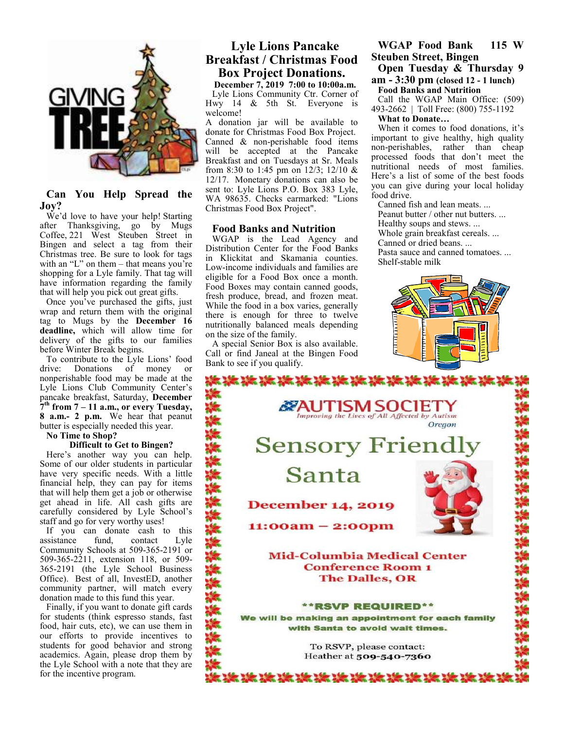GIVING TREE

## Can You Help Spread the Joy?

We'd love to have your help! Starting after Thanksgiving, go by Mugs Coffee, 221 West Steuben Street in Bingen and select a tag from their Christmas tree. Be sure to look for tags with an "L" on them – that means you're shopping for a Lyle family. That tag will have information regarding the family that will help you pick out great gifts.

Once you've purchased the gifts, just wrap and return them with the original tag to Mugs by the **December 16 deadline,** which will allow time for delivery of the gifts to our families before Winter Break begins.

To contribute to the Lyle Lions' food drive: Donations of money or nonperishable food may be made at the Lyle Lions Club Community Center's pancake breakfast, Saturday, **December 7th from 7 – 11 a.m., or every Tuesday, 8 a.m.- 2 p.m.** We hear that peanut butter is especially needed this year.

**No Time to Shop?**

**Difficult to Get to Bingen?**

Here's another way you can help. Some of our older students in particular have very specific needs. With a little financial help, they can pay for items that will help them get a job or otherwise get ahead in life. All cash gifts are carefully considered by Lyle School's staff and go for very worthy uses!

If you can donate cash to this assistance fund, contact Lyle Community Schools at 509-365-2191 or 509-365-2211, extension 118, or 509-365-2191 (the Lyle School Business Office). Best of all, InvestED, another community partner, will match every donation made to this fund this year.

Finally, if you want to donate gift cards for students (think espresso stands, fast food, hair cuts, etc), we can use them in our efforts to provide incentives to students for good behavior and strong academics. Again, please drop them by the Lyle School with a note that they are for the incentive program.

## Lyle Lions Pancake Breakfast / Christmas Food Box Project Donations.

**December 7, 2019 7:00 to 10:00a.m.**

Lyle Lions Community Ctr. Corner of Hwy 14 & 5th St. Everyone is welcome!

A donation jar will be available to donate for Christmas Food Box Project. Canned & non-perishable food items will be accepted at the Pancake Breakfast and on Tuesdays at Sr. Meals from 8:30 to 1:45 pm on 12/3; 12/10 & 12/17. Monetary donations can also be sent to: Lyle Lions P.O. Box 383 Lyle, WA 98635. Checks earmarked: "Lions Christmas Food Box Project".

## Food Banks and Nutrition

WGAP is the Lead Agency and Distribution Center for the Food Banks in Klickitat and Skamania counties. Low-income individuals and families are eligible for a Food Box once a month. Food Boxes may contain canned goods, fresh produce, bread, and frozen meat. While the food in a box varies, generally there is enough for three to twelve nutritionally balanced meals depending on the size of the family.

A special Senior Box is also available. Call or find Janeal at the Bingen Food Bank to see if you qualify.

## WGAP Food Bank 115 W Steuben Street, Bingen

**Open Tuesday & Thursday 9 am - 3:30 pm (closed 12 - 1 lunch)**

**Food Banks and Nutrition**

Call the WGAP Main Office: (509) 493-2662 | Toll Free: (800) 755-1192

**What to Donate…**

When it comes to food donations, it's important to give healthy, high quality non-perishables, rather than cheap processed foods that don't meet the nutritional needs of most families. Here's a list of some of the best foods you can give during your local holiday food drive.

Canned fish and lean meats. ...
Peanut butter / other nut butters. ...
Healthy soups and stews. ...
Whole grain breakfast cereals. ...
Canned or dried beans. ...
Pasta sauce and canned tomatoes. ...
Shelf-stable milk

---

**AUTISM SOCIETY**
*Improving the Lives of All Affected by Autism*
*Oregon*

# Sensory Friendly Santa

**December 14, 2019**

**11:00am – 2:00pm**

**Mid-Columbia Medical Center**
**Conference Room 1**
**The Dalles, OR**

**\*\*RSVP REQUIRED\*\***

**We will be making an appointment for each family with Santa to avoid wait times.**

To RSVP, please contact:
Heather at **509-540-7360**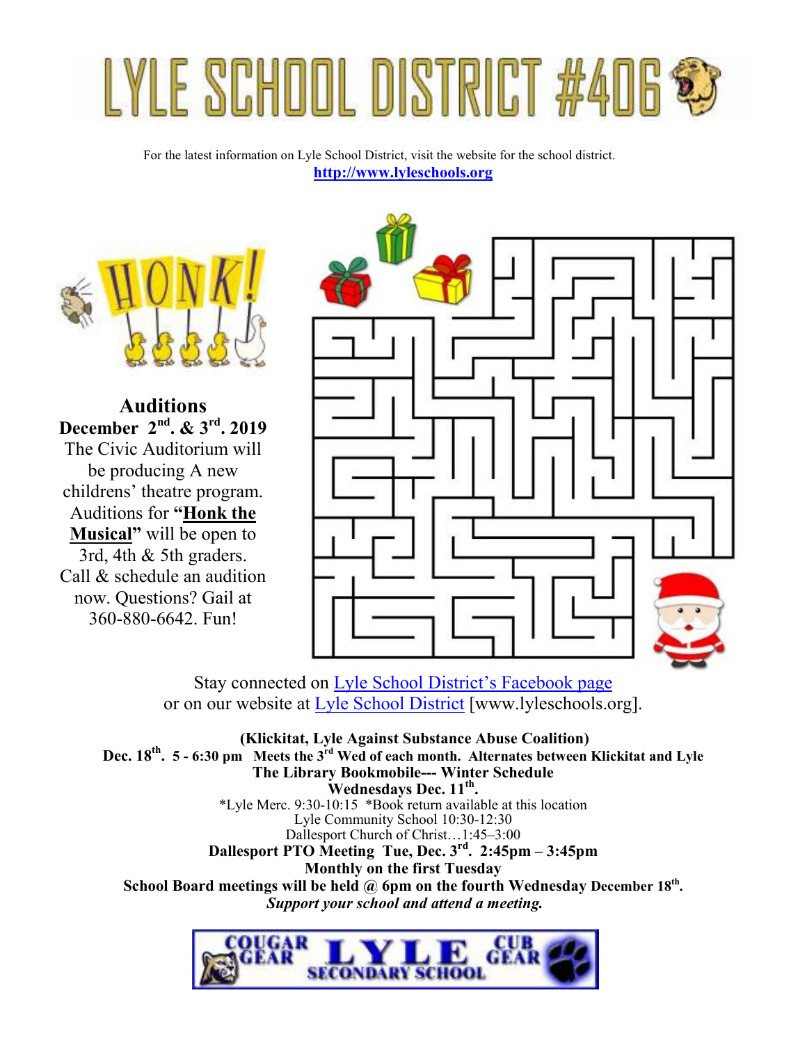# LYLE SCHOOL DISTRICT #406

For the latest information on Lyle School District, visit the website for the school district.
**http://www.lyleschools.org**

**Auditions**
**December 2nd. & 3rd. 2019**
The Civic Auditorium will be producing A new childrens' theatre program. Auditions for **"Honk the Musical"** will be open to 3rd, 4th & 5th graders. Call & schedule an audition now. Questions? Gail at 360-880-6642. Fun!

Stay connected on Lyle School District's Facebook page
or on our website at Lyle School District [www.lyleschools.org].

**(Klickitat, Lyle Against Substance Abuse Coalition)**
**Dec. 18th. 5 - 6:30 pm Meets the 3rd Wed of each month. Alternates between Klickitat and Lyle**
**The Library Bookmobile--- Winter Schedule**
**Wednesdays Dec. 11th.**
*Lyle Merc. 9:30-10:15 *Book return available at this location
Lyle Community School 10:30-12:30
Dallesport Church of Christ…1:45–3:00
**Dallesport PTO Meeting Tue, Dec. 3rd. 2:45pm – 3:45pm**
**Monthly on the first Tuesday**
**School Board meetings will be held @ 6pm on the fourth Wednesday December 18th.**
***Support your school and attend a meeting.***

COUGAR GEAR LYLE SECONDARY SCHOOL CUB GEAR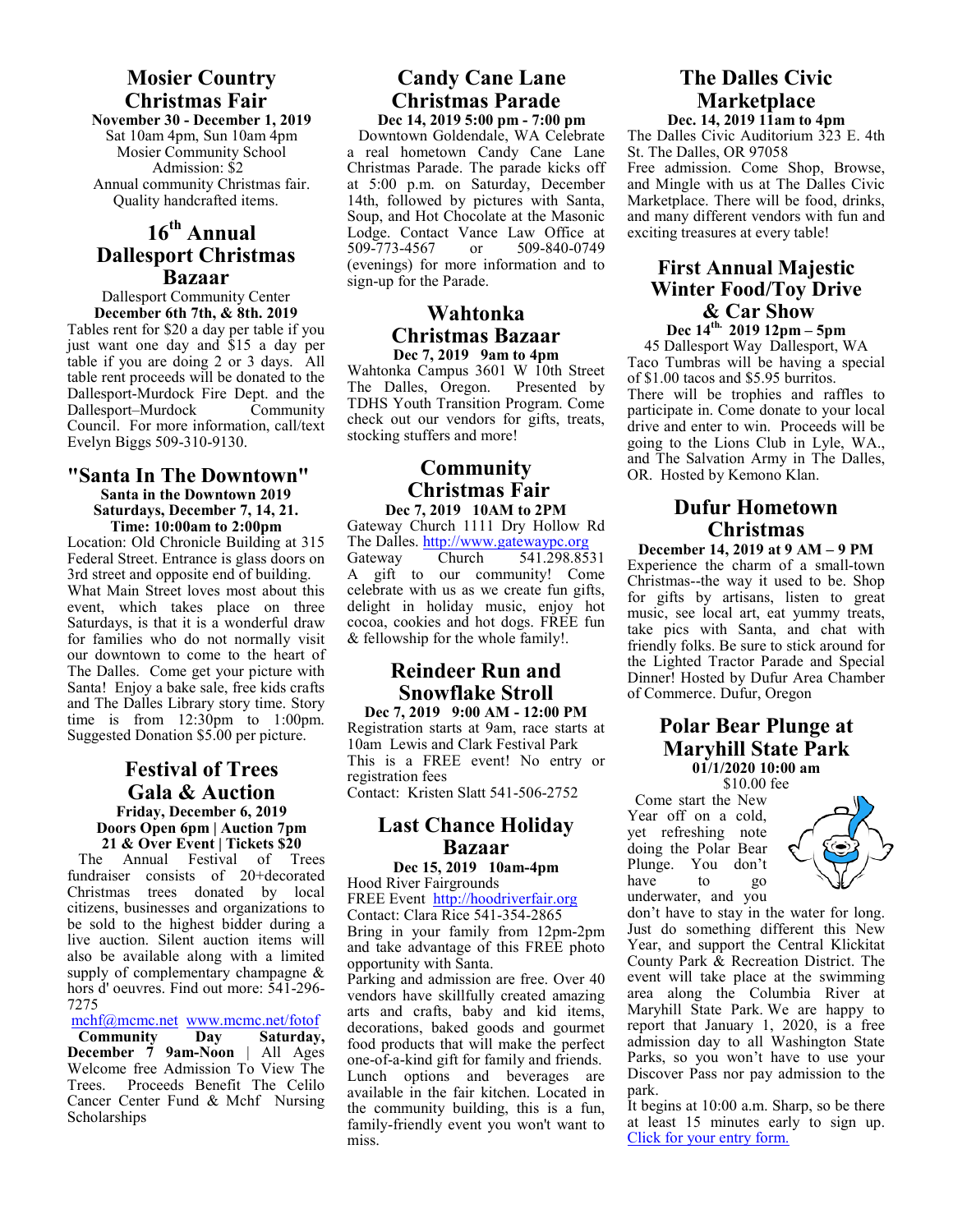## Mosier Country Christmas Fair

**November 30 - December 1, 2019**

Sat 10am 4pm, Sun 10am 4pm
Mosier Community School
Admission: $2
Annual community Christmas fair.
Quality handcrafted items.

## 16th Annual Dallesport Christmas Bazaar

Dallesport Community Center
**December 6th 7th, & 8th. 2019**

Tables rent for $20 a day per table if you just want one day and $15 a day per table if you are doing 2 or 3 days. All table rent proceeds will be donated to the Dallesport-Murdock Fire Dept. and the Dallesport–Murdock Community Council. For more information, call/text Evelyn Biggs 509-310-9130.

## "Santa In The Downtown"

**Santa in the Downtown 2019**
**Saturdays, December 7, 14, 21.**
**Time: 10:00am to 2:00pm**

Location: Old Chronicle Building at 315 Federal Street. Entrance is glass doors on 3rd street and opposite end of building. What Main Street loves most about this event, which takes place on three Saturdays, is that it is a wonderful draw for families who do not normally visit our downtown to come to the heart of The Dalles. Come get your picture with Santa! Enjoy a bake sale, free kids crafts and The Dalles Library story time. Story time is from 12:30pm to 1:00pm. Suggested Donation $5.00 per picture.

## Festival of Trees Gala & Auction

**Friday, December 6, 2019**
**Doors Open 6pm | Auction 7pm**
**21 & Over Event | Tickets $20**

The Annual Festival of Trees fundraiser consists of 20+decorated Christmas trees donated by local citizens, businesses and organizations to be sold to the highest bidder during a live auction. Silent auction items will also be available along with a limited supply of complementary champagne & hors d' oeuvres. Find out more: 541-296-7275

mchf@mcmc.net www.mcmc.net/fotof

**Community Day Saturday, December 7 9am-Noon** | All Ages Welcome free Admission To View The Trees. Proceeds Benefit The Celilo Cancer Center Fund & Mchf Nursing Scholarships

## Candy Cane Lane Christmas Parade

**Dec 14, 2019 5:00 pm - 7:00 pm**

Downtown Goldendale, WA Celebrate a real hometown Candy Cane Lane Christmas Parade. The parade kicks off at 5:00 p.m. on Saturday, December 14th, followed by pictures with Santa, Soup, and Hot Chocolate at the Masonic Lodge. Contact Vance Law Office at 509-773-4567 or 509-840-0749 (evenings) for more information and to sign-up for the Parade.

## Wahtonka Christmas Bazaar

**Dec 7, 2019 9am to 4pm**

Wahtonka Campus 3601 W 10th Street The Dalles, Oregon. Presented by TDHS Youth Transition Program. Come check out our vendors for gifts, treats, stocking stuffers and more!

## Community Christmas Fair

**Dec 7, 2019 10AM to 2PM**

Gateway Church 1111 Dry Hollow Rd The Dalles. http://www.gatewaypc.org
Gateway Church 541.298.8531
A gift to our community! Come celebrate with us as we create fun gifts, delight in holiday music, enjoy hot cocoa, cookies and hot dogs. FREE fun & fellowship for the whole family!.

## Reindeer Run and Snowflake Stroll

**Dec 7, 2019 9:00 AM - 12:00 PM**

Registration starts at 9am, race starts at 10am Lewis and Clark Festival Park
This is a FREE event! No entry or registration fees
Contact: Kristen Slatt 541-506-2752

## Last Chance Holiday Bazaar

**Dec 15, 2019 10am-4pm**

Hood River Fairgrounds
FREE Event http://hoodriverfair.org
Contact: Clara Rice 541-354-2865
Bring in your family from 12pm-2pm and take advantage of this FREE photo opportunity with Santa.
Parking and admission are free. Over 40 vendors have skillfully created amazing arts and crafts, baby and kid items, decorations, baked goods and gourmet food products that will make the perfect one-of-a-kind gift for family and friends. Lunch options and beverages are available in the fair kitchen. Located in the community building, this is a fun, family-friendly event you won't want to miss.

## The Dalles Civic Marketplace

**Dec. 14, 2019 11am to 4pm**

The Dalles Civic Auditorium 323 E. 4th St. The Dalles, OR 97058
Free admission. Come Shop, Browse, and Mingle with us at The Dalles Civic Marketplace. There will be food, drinks, and many different vendors with fun and exciting treasures at every table!

## First Annual Majestic Winter Food/Toy Drive & Car Show

**Dec 14th. 2019 12pm – 5pm**

45 Dallesport Way Dallesport, WA
Taco Tumbras will be having a special of $1.00 tacos and $5.95 burritos.
There will be trophies and raffles to participate in. Come donate to your local drive and enter to win. Proceeds will be going to the Lions Club in Lyle, WA., and The Salvation Army in The Dalles, OR. Hosted by Kemono Klan.

## Dufur Hometown Christmas

**December 14, 2019 at 9 AM – 9 PM**

Experience the charm of a small-town Christmas--the way it used to be. Shop for gifts by artisans, listen to great music, see local art, eat yummy treats, take pics with Santa, and chat with friendly folks. Be sure to stick around for the Lighted Tractor Parade and Special Dinner! Hosted by Dufur Area Chamber of Commerce. Dufur, Oregon

## Polar Bear Plunge at Maryhill State Park

**01/1/2020 10:00 am**

$10.00 fee

Come start the New Year off on a cold, yet refreshing note doing the Polar Bear Plunge. You don't have to go underwater, and you don't have to stay in the water for long. Just do something different this New Year, and support the Central Klickitat County Park & Recreation District. The event will take place at the swimming area along the Columbia River at Maryhill State Park. We are happy to report that January 1, 2020, is a free admission day to all Washington State Parks, so you won't have to use your Discover Pass nor pay admission to the park.

It begins at 10:00 a.m. Sharp, so be there at least 15 minutes early to sign up. Click for your entry form.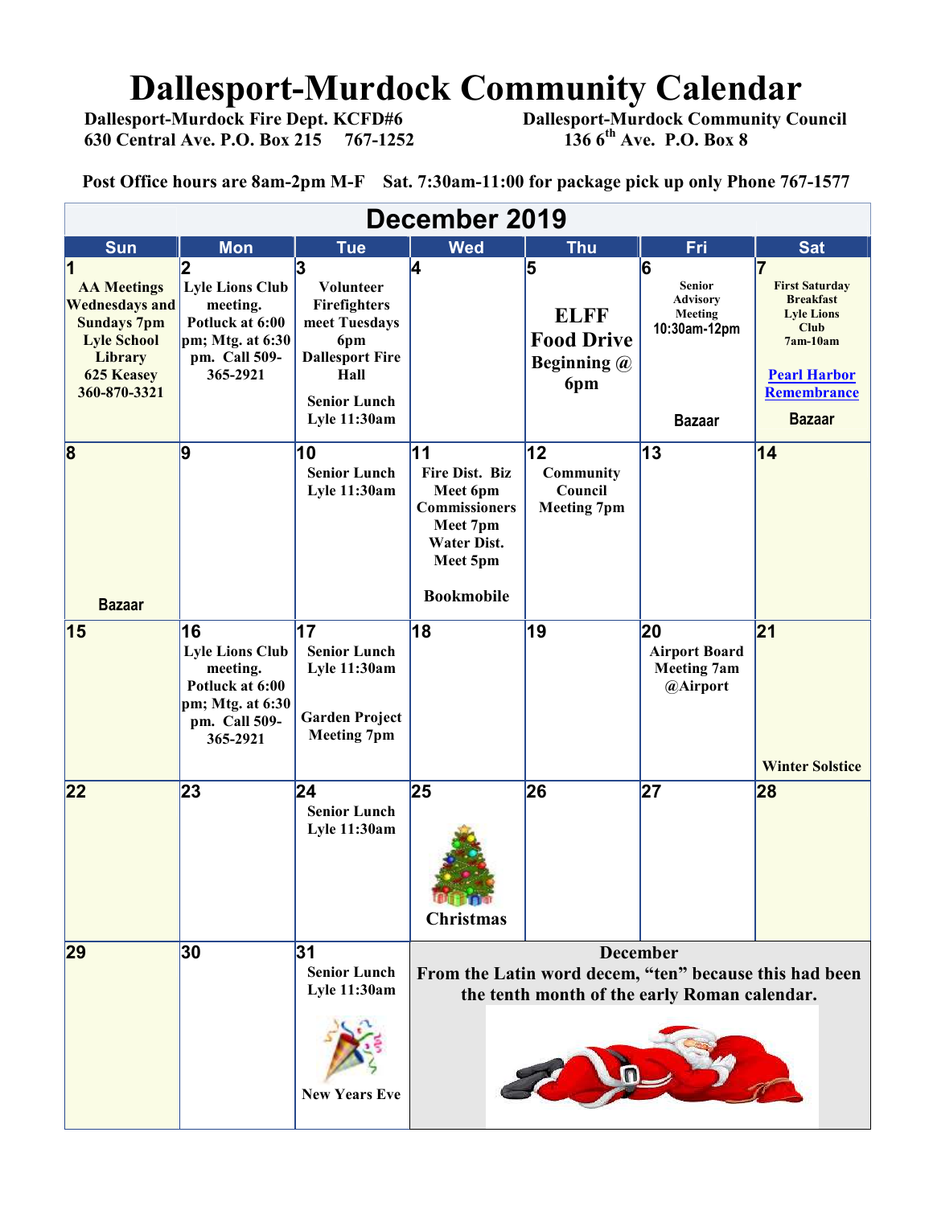# Dallesport-Murdock Community Calendar

**Dallesport-Murdock Fire Dept. KCFD#6**
**630 Central Ave. P.O. Box 215 767-1252**

**Dallesport-Murdock Community Council**
**136 6th Ave. P.O. Box 8**

**Post Office hours are 8am-2pm M-F Sat. 7:30am-11:00 for package pick up only Phone 767-1577**

## December 2019

| Sun | Mon | Tue | Wed | Thu | Fri | Sat |
|---|---|---|---|---|---|---|
| 1 AA Meetings Wednesdays and Sundays 7pm Lyle School Library 625 Keasey 360-870-3321 | 2 Lyle Lions Club meeting. Potluck at 6:00 pm; Mtg. at 6:30 pm. Call 509-365-2921 | 3 Volunteer Firefighters meet Tuesdays 6pm Dallesport Fire Hall<br>Senior Lunch Lyle 11:30am | 4 | 5 ELFF Food Drive Beginning @ 6pm | 6 Senior Advisory Meeting 10:30am-12pm<br>Bazaar | 7 First Saturday Breakfast Lyle Lions Club 7am-10am<br>Pearl Harbor Remembrance<br>Bazaar |
| 8 Bazaar | 9 | 10 Senior Lunch Lyle 11:30am | 11 Fire Dist. Biz Meet 6pm Commissioners Meet 7pm Water Dist. Meet 5pm<br>Bookmobile | 12 Community Council Meeting 7pm | 13 | 14 |
| 15 | 16 Lyle Lions Club meeting. Potluck at 6:00 pm; Mtg. at 6:30 pm. Call 509-365-2921 | 17 Senior Lunch Lyle 11:30am<br>Garden Project Meeting 7pm | 18 | 19 | 20 Airport Board Meeting 7am @Airport | 21 Winter Solstice |
| 22 | 23 | 24 Senior Lunch Lyle 11:30am | 25 Christmas | 26 | 27 | 28 |
| 29 | 30 | 31 Senior Lunch Lyle 11:30am<br>New Years Eve | December From the Latin word decem, "ten" because this had been the tenth month of the early Roman calendar. | | | |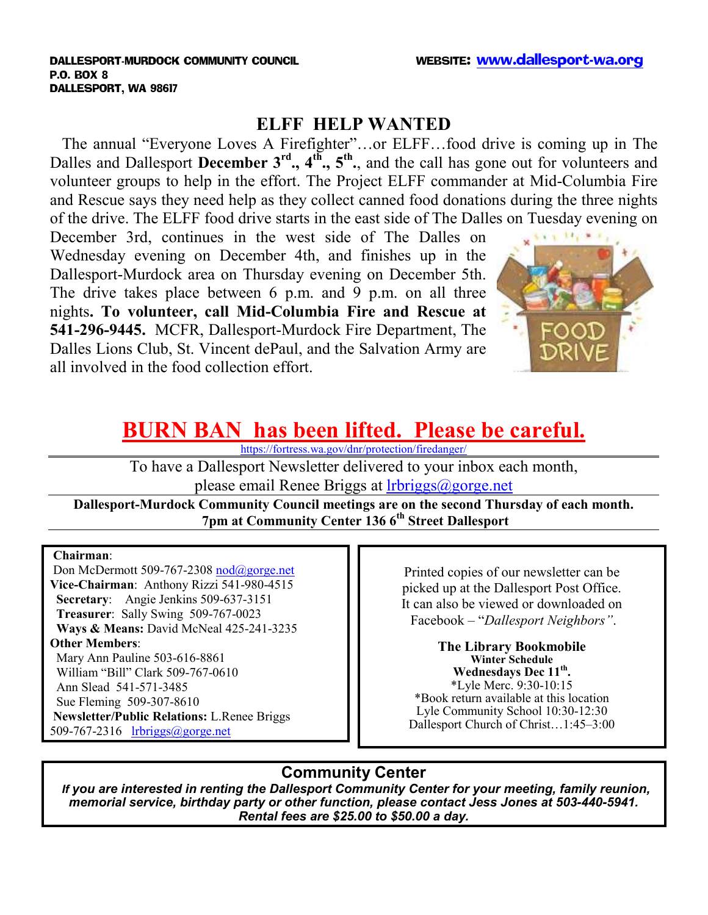**DALLESPORT-MURDOCK COMMUNITY COUNCIL**
**P.O. BOX 8**
**DALLESPORT, WA 98617**

**WEBSITE: www.dallesport-wa.org**

## ELFF HELP WANTED

The annual "Everyone Loves A Firefighter"…or ELFF…food drive is coming up in The Dalles and Dallesport **December 3rd., 4th., 5th.**, and the call has gone out for volunteers and volunteer groups to help in the effort. The Project ELFF commander at Mid-Columbia Fire and Rescue says they need help as they collect canned food donations during the three nights of the drive. The ELFF food drive starts in the east side of The Dalles on Tuesday evening on December 3rd, continues in the west side of The Dalles on Wednesday evening on December 4th, and finishes up in the Dallesport-Murdock area on Thursday evening on December 5th. The drive takes place between 6 p.m. and 9 p.m. on all three nights**. To volunteer, call Mid-Columbia Fire and Rescue at 541-296-9445.** MCFR, Dallesport-Murdock Fire Department, The Dalles Lions Club, St. Vincent dePaul, and the Salvation Army are all involved in the food collection effort.

## BURN BAN has been lifted. Please be careful.

https://fortress.wa.gov/dnr/protection/firedanger/

To have a Dallesport Newsletter delivered to your inbox each month, please email Renee Briggs at lrbriggs@gorge.net

**Dallesport-Murdock Community Council meetings are on the second Thursday of each month. 7pm at Community Center 136 6th Street Dallesport**

**Chairman**:
Don McDermott 509-767-2308 nod@gorge.net
**Vice-Chairman**: Anthony Rizzi 541-980-4515
**Secretary**: Angie Jenkins 509-637-3151
**Treasurer**: Sally Swing 509-767-0023
**Ways & Means:** David McNeal 425-241-3235
**Other Members**:
Mary Ann Pauline 503-616-8861
William "Bill" Clark 509-767-0610
Ann Slead 541-571-3485
Sue Fleming 509-307-8610
**Newsletter/Public Relations:** L.Renee Briggs 509-767-2316 lrbriggs@gorge.net

Printed copies of our newsletter can be picked up at the Dallesport Post Office. It can also be viewed or downloaded on Facebook – "*Dallesport Neighbors"*.

**The Library Bookmobile**
**Winter Schedule**
**Wednesdays Dec 11th.**
*Lyle Merc. 9:30-10:15
*Book return available at this location
Lyle Community School 10:30-12:30
Dallesport Church of Christ…1:45–3:00

## Community Center

***If you are interested in renting the Dallesport Community Center for your meeting, family reunion, memorial service, birthday party or other function, please contact Jess Jones at 503-440-5941. Rental fees are $25.00 to $50.00 a day.***